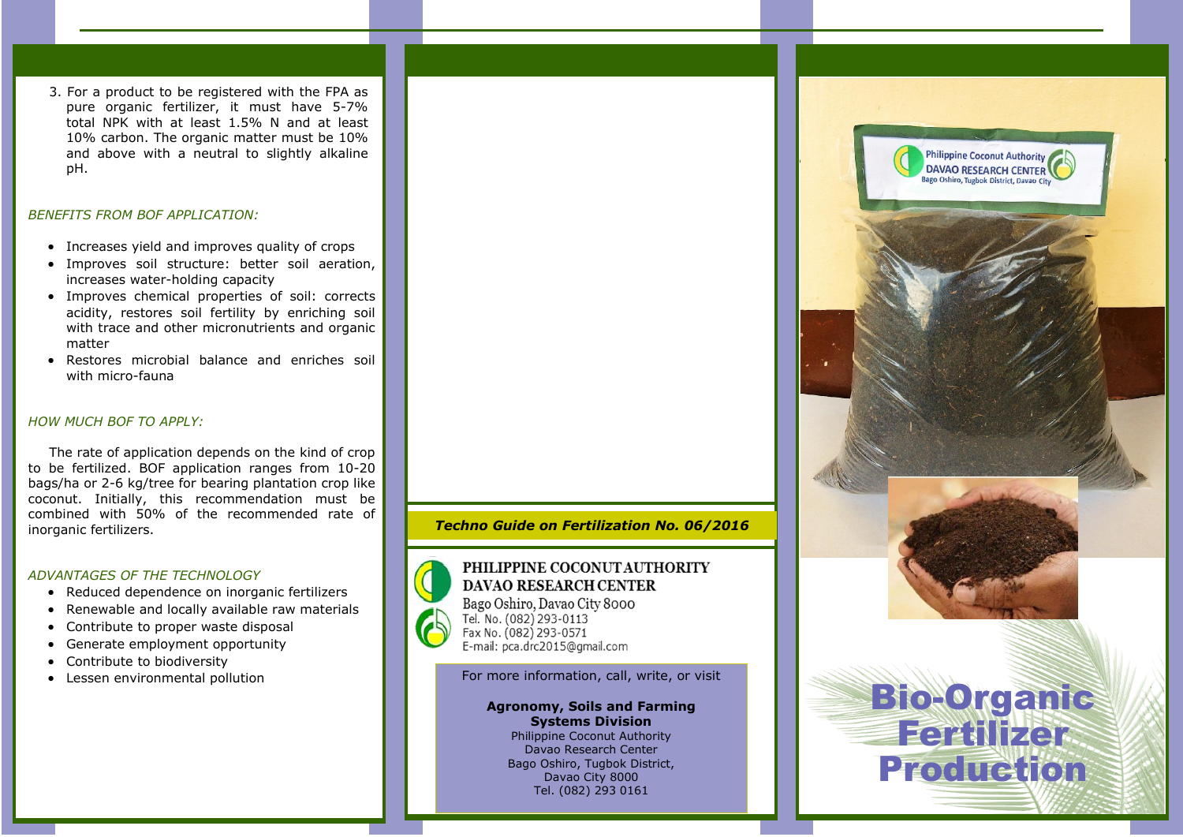3. For a product to be registered with the FPA as pure organic fertilizer, it must have 5-7% total NPK with at least 1.5% N and at least 10% carbon. The organic matter must be 10% and above with a neutral to slightly alkaline pH.

*BENEFITS FROM BOF APPLICATION:*

- Increases yield and improves quality of crops
- Improves soil structure: better soil aeration, increases water-holding capacity
- Improves chemical properties of soil: corrects acidity, restores soil fertility by enriching soil with trace and other micronutrients and organic matter
- Restores microbial balance and enriches soil with micro-fauna

*HOW MUCH BOF TO APPLY:*

The rate of application depends on the kind of crop to be fertilized. BOF application ranges from 10-20 bags/ha or 2-6 kg/tree for bearing plantation crop like coconut. Initially, this recommendation must be combined with 50% of the recommended rate of inorganic fertilizers.

*ADVANTAGES OF THE TECHNOLOGY*

- Reduced dependence on inorganic fertilizers
- Renewable and locally available raw materials
- Contribute to proper waste disposal
- Generate employment opportunity
- Contribute to biodiversity
- Lessen environmental pollution

***Techno Guide on Fertilization No. 06/2016***

**PHILIPPINE COCONUT AUTHORITY**
**DAVAO RESEARCH CENTER**
Bago Oshiro, Davao City 8000
Tel. No. (082) 293-0113
Fax No. (082) 293-0571
E-mail: pca.drc2015@gmail.com

For more information, call, write, or visit

**Agronomy, Soils and Farming Systems Division**
Philippine Coconut Authority
Davao Research Center
Bago Oshiro, Tugbok District,
Davao City 8000
Tel. (082) 293 0161

Philippine Coconut Authority
DAVAO RESEARCH CENTER
Bago Oshiro, Tugbok District, Davao City

# Bio-Organic Fertilizer Production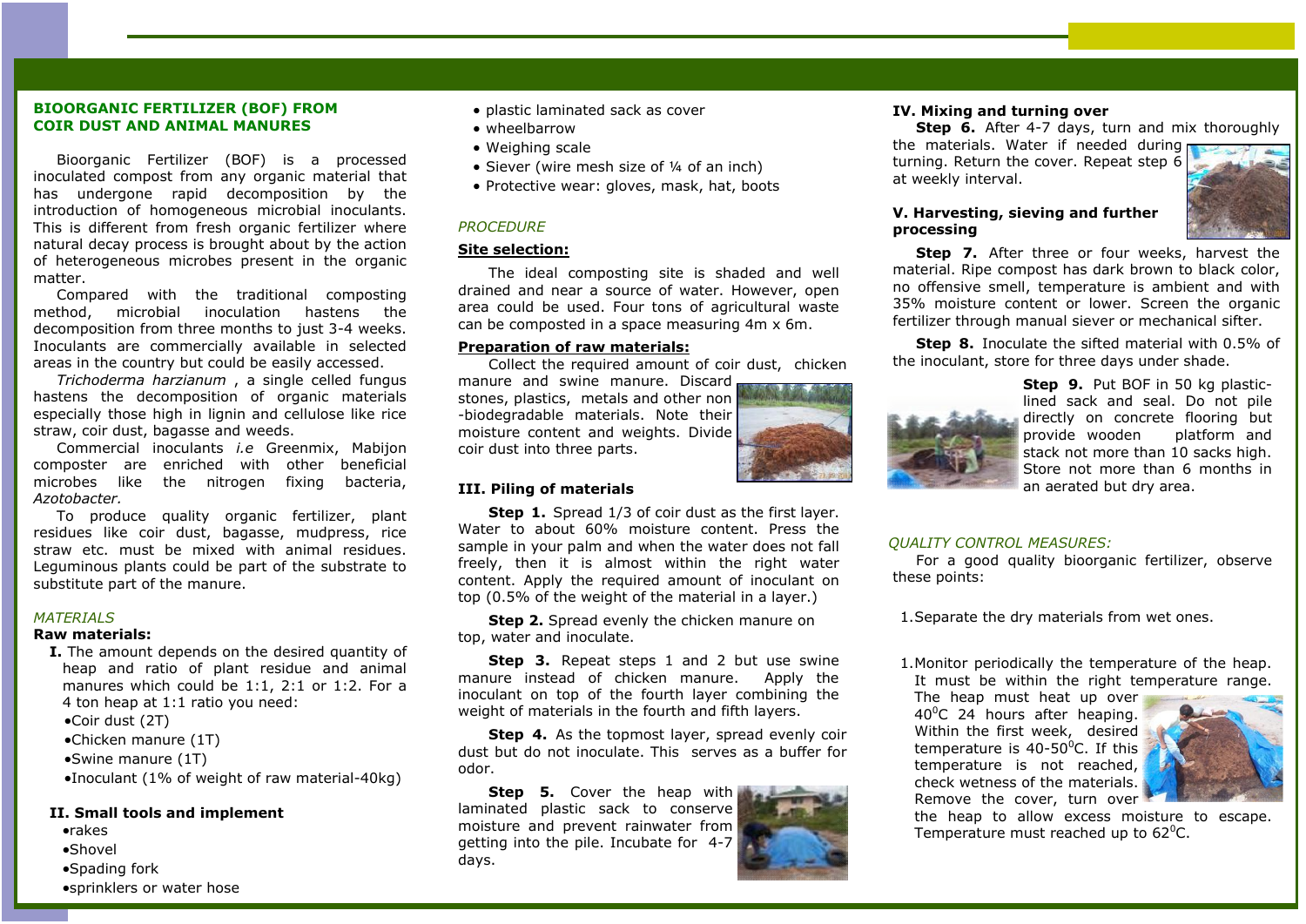## BIOORGANIC FERTILIZER (BOF) FROM COIR DUST AND ANIMAL MANURES

Bioorganic Fertilizer (BOF) is a processed inoculated compost from any organic material that has undergone rapid decomposition by the introduction of homogeneous microbial inoculants. This is different from fresh organic fertilizer where natural decay process is brought about by the action of heterogeneous microbes present in the organic matter.

Compared with the traditional composting method, microbial inoculation hastens the decomposition from three months to just 3-4 weeks. Inoculants are commercially available in selected areas in the country but could be easily accessed.

*Trichoderma harzianum* , a single celled fungus hastens the decomposition of organic materials especially those high in lignin and cellulose like rice straw, coir dust, bagasse and weeds.

Commercial inoculants *i.e* Greenmix, Mabijon composter are enriched with other beneficial microbes like the nitrogen fixing bacteria, *Azotobacter.*

To produce quality organic fertilizer, plant residues like coir dust, bagasse, mudpress, rice straw etc. must be mixed with animal residues. Leguminous plants could be part of the substrate to substitute part of the manure.

### *MATERIALS*

**Raw materials:**

**I.** The amount depends on the desired quantity of heap and ratio of plant residue and animal manures which could be 1:1, 2:1 or 1:2. For a 4 ton heap at 1:1 ratio you need:

- Coir dust (2T)
- Chicken manure (1T)
- Swine manure (1T)
- Inoculant (1% of weight of raw material-40kg)

**II. Small tools and implement**

- rakes
- Shovel
- Spading fork
- sprinklers or water hose
- plastic laminated sack as cover
- wheelbarrow
- Weighing scale
- Siever (wire mesh size of ¼ of an inch)
- Protective wear: gloves, mask, hat, boots

### *PROCEDURE*

**Site selection:**

The ideal composting site is shaded and well drained and near a source of water. However, open area could be used. Four tons of agricultural waste can be composted in a space measuring 4m x 6m.

**Preparation of raw materials:**

Collect the required amount of coir dust, chicken manure and swine manure. Discard stones, plastics, metals and other non-biodegradable materials. Note their moisture content and weights. Divide coir dust into three parts.

**III. Piling of materials**

**Step 1.** Spread 1/3 of coir dust as the first layer. Water to about 60% moisture content. Press the sample in your palm and when the water does not fall freely, then it is almost within the right water content. Apply the required amount of inoculant on top (0.5% of the weight of the material in a layer.)

**Step 2.** Spread evenly the chicken manure on top, water and inoculate.

**Step 3.** Repeat steps 1 and 2 but use swine manure instead of chicken manure. Apply the inoculant on top of the fourth layer combining the weight of materials in the fourth and fifth layers.

**Step 4.** As the topmost layer, spread evenly coir dust but do not inoculate. This serves as a buffer for odor.

**Step 5.** Cover the heap with laminated plastic sack to conserve moisture and prevent rainwater from getting into the pile. Incubate for 4-7 days.

**IV. Mixing and turning over**

**Step 6.** After 4-7 days, turn and mix thoroughly the materials. Water if needed during turning. Return the cover. Repeat step 6 at weekly interval.

**V. Harvesting, sieving and further processing**

**Step 7.** After three or four weeks, harvest the material. Ripe compost has dark brown to black color, no offensive smell, temperature is ambient and with 35% moisture content or lower. Screen the organic fertilizer through manual siever or mechanical sifter.

**Step 8.** Inoculate the sifted material with 0.5% of the inoculant, store for three days under shade.

**Step 9.** Put BOF in 50 kg plastic-lined sack and seal. Do not pile directly on concrete flooring but provide wooden platform and stack not more than 10 sacks high. Store not more than 6 months in an aerated but dry area.

### *QUALITY CONTROL MEASURES:*

For a good quality bioorganic fertilizer, observe these points:

1. Separate the dry materials from wet ones.

1. Monitor periodically the temperature of the heap. It must be within the right temperature range. The heap must heat up over $40^0$C 24 hours after heaping. Within the first week, desired temperature is 40-$50^0$C. If this temperature is not reached, check wetness of the materials. Remove the cover, turn over the heap to allow excess moisture to escape. Temperature must reached up to $62^0$C.